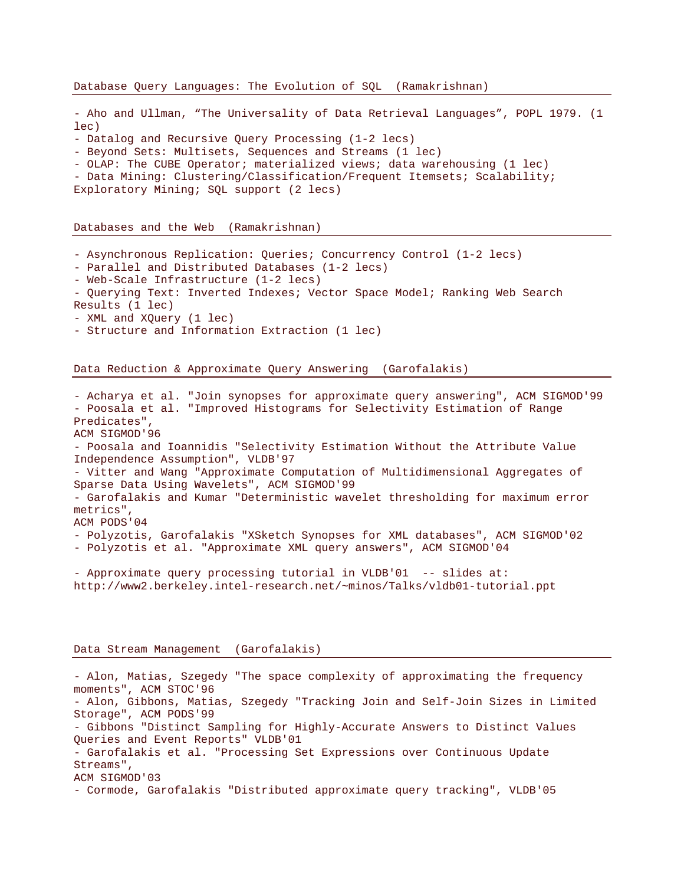## Database Query Languages: The Evolution of SQL (Ramakrishnan)

- Aho and Ullman, "The Universality of Data Retrieval Languages", POPL 1979. (1 lec)
- Datalog and Recursive Query Processing (1-2 lecs)
- Beyond Sets: Multisets, Sequences and Streams (1 lec)
- OLAP: The CUBE Operator; materialized views; data warehousing (1 lec)
- Data Mining: Clustering/Classification/Frequent Itemsets; Scalability; Exploratory Mining; SQL support (2 lecs)

## Databases and the Web (Ramakrishnan)

- Asynchronous Replication: Queries; Concurrency Control (1-2 lecs)
- Parallel and Distributed Databases (1-2 lecs)
- Web-Scale Infrastructure (1-2 lecs)
- Querying Text: Inverted Indexes; Vector Space Model; Ranking Web Search Results (1 lec)
- XML and XQuery (1 lec)
- Structure and Information Extraction (1 lec)

## Data Reduction & Approximate Query Answering (Garofalakis)

- Acharya et al. "Join synopses for approximate query answering", ACM SIGMOD'99
- Poosala et al. "Improved Histograms for Selectivity Estimation of Range Predicates", ACM SIGMOD'96
- Poosala and Ioannidis "Selectivity Estimation Without the Attribute Value Independence Assumption", VLDB'97
- Vitter and Wang "Approximate Computation of Multidimensional Aggregates of Sparse Data Using Wavelets", ACM SIGMOD'99
- Garofalakis and Kumar "Deterministic wavelet thresholding for maximum error metrics", ACM PODS'04
- Polyzotis, Garofalakis "XSketch Synopses for XML databases", ACM SIGMOD'02
- Polyzotis et al. "Approximate XML query answers", ACM SIGMOD'04

- Approximate query processing tutorial in VLDB'01 -- slides at: http://www2.berkeley.intel-research.net/~minos/Talks/vldb01-tutorial.ppt

## Data Stream Management (Garofalakis)

- Alon, Matias, Szegedy "The space complexity of approximating the frequency moments", ACM STOC'96
- Alon, Gibbons, Matias, Szegedy "Tracking Join and Self-Join Sizes in Limited Storage", ACM PODS'99
- Gibbons "Distinct Sampling for Highly-Accurate Answers to Distinct Values Queries and Event Reports" VLDB'01
- Garofalakis et al. "Processing Set Expressions over Continuous Update Streams", ACM SIGMOD'03
- Cormode, Garofalakis "Distributed approximate query tracking", VLDB'05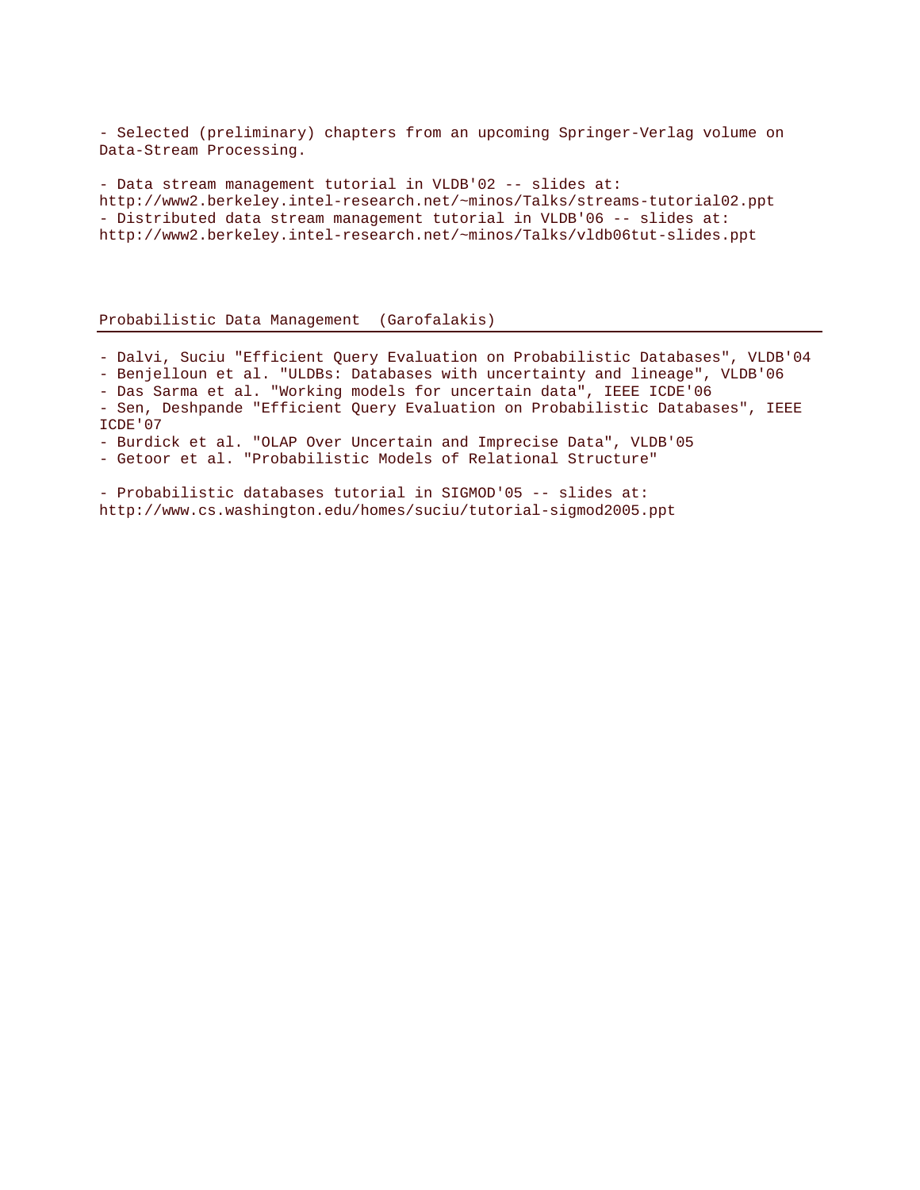- Selected (preliminary) chapters from an upcoming Springer-Verlag volume on Data-Stream Processing.

- Data stream management tutorial in VLDB'02 -- slides at: http://www2.berkeley.intel-research.net/~minos/Talks/streams-tutorial02.ppt
- Distributed data stream management tutorial in VLDB'06 -- slides at: http://www2.berkeley.intel-research.net/~minos/Talks/vldb06tut-slides.ppt

## Probabilistic Data Management (Garofalakis)

- Dalvi, Suciu "Efficient Query Evaluation on Probabilistic Databases", VLDB'04
- Benjelloun et al. "ULDBs: Databases with uncertainty and lineage", VLDB'06
- Das Sarma et al. "Working models for uncertain data", IEEE ICDE'06
- Sen, Deshpande "Efficient Query Evaluation on Probabilistic Databases", IEEE ICDE'07
- Burdick et al. "OLAP Over Uncertain and Imprecise Data", VLDB'05
- Getoor et al. "Probabilistic Models of Relational Structure"

- Probabilistic databases tutorial in SIGMOD'05 -- slides at: http://www.cs.washington.edu/homes/suciu/tutorial-sigmod2005.ppt